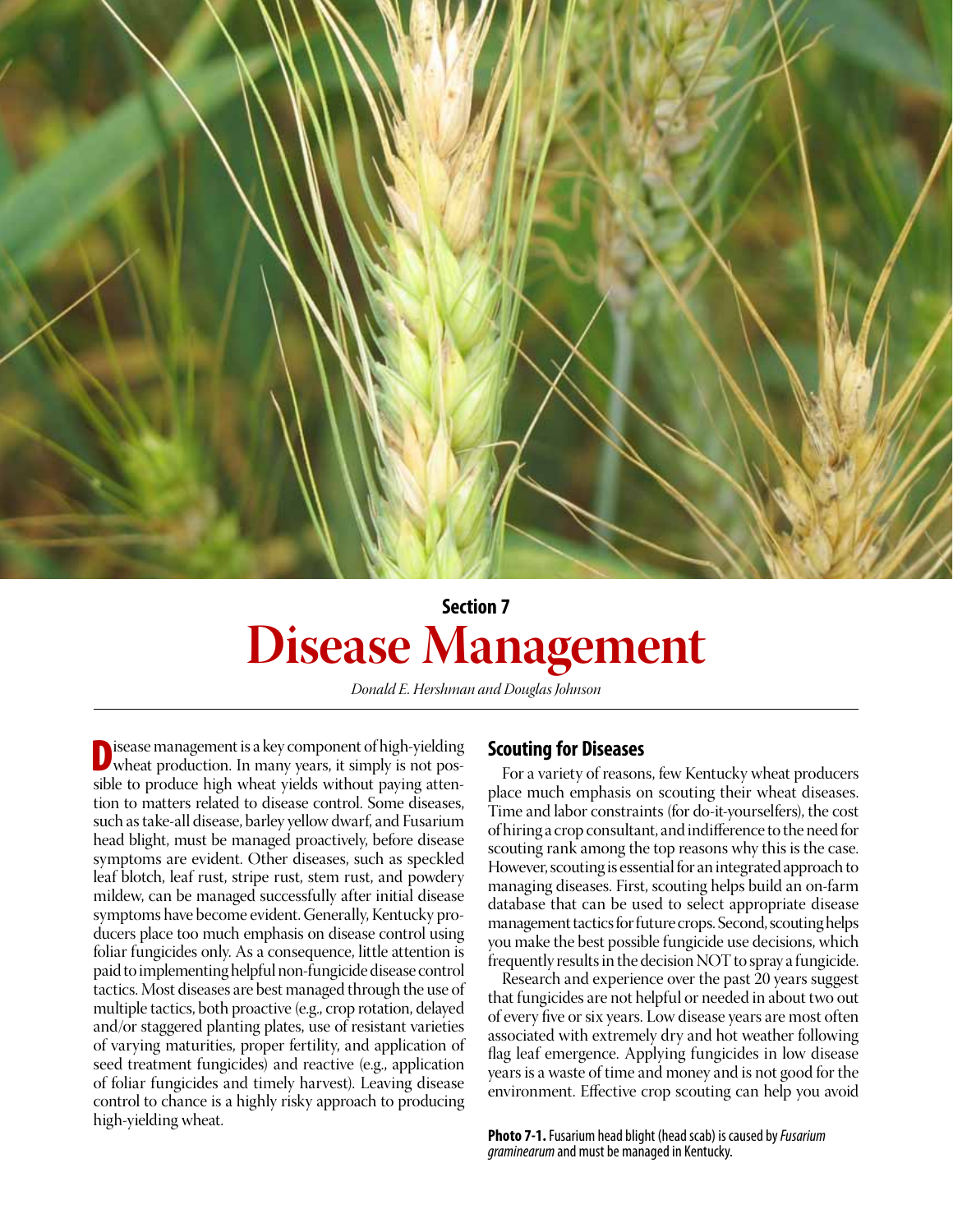## Section 7

# Disease Management

*Donald E. Hershman and Douglas Johnson*

Disease management is a key component of high-yielding wheat production. In many years, it simply is not possible to produce high wheat yields without paying attention to matters related to disease control. Some diseases, such as take-all disease, barley yellow dwarf, and Fusarium head blight, must be managed proactively, before disease symptoms are evident. Other diseases, such as speckled leaf blotch, leaf rust, stripe rust, stem rust, and powdery mildew, can be managed successfully after initial disease symptoms have become evident. Generally, Kentucky producers place too much emphasis on disease control using foliar fungicides only. As a consequence, little attention is paid to implementing helpful non-fungicide disease control tactics. Most diseases are best managed through the use of multiple tactics, both proactive (e.g., crop rotation, delayed and/or staggered planting plates, use of resistant varieties of varying maturities, proper fertility, and application of seed treatment fungicides) and reactive (e.g., application of foliar fungicides and timely harvest). Leaving disease control to chance is a highly risky approach to producing high-yielding wheat.

## Scouting for Diseases

For a variety of reasons, few Kentucky wheat producers place much emphasis on scouting their wheat diseases. Time and labor constraints (for do-it-yourselfers), the cost of hiring a crop consultant, and indifference to the need for scouting rank among the top reasons why this is the case. However, scouting is essential for an integrated approach to managing diseases. First, scouting helps build an on-farm database that can be used to select appropriate disease management tactics for future crops. Second, scouting helps you make the best possible fungicide use decisions, which frequently results in the decision NOT to spray a fungicide.

Research and experience over the past 20 years suggest that fungicides are not helpful or needed in about two out of every five or six years. Low disease years are most often associated with extremely dry and hot weather following flag leaf emergence. Applying fungicides in low disease years is a waste of time and money and is not good for the environment. Effective crop scouting can help you avoid

**Photo 7-1.** Fusarium head blight (head scab) is caused by *Fusarium graminearum* and must be managed in Kentucky.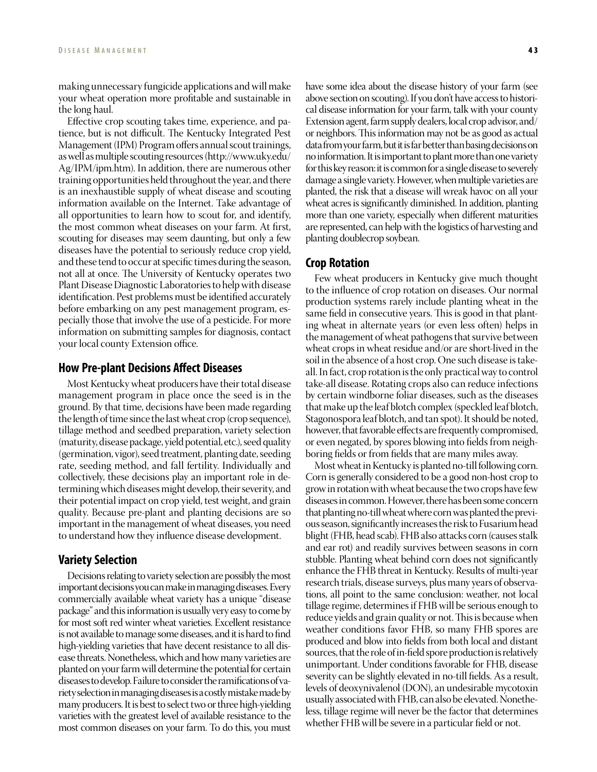making unnecessary fungicide applications and will make your wheat operation more profitable and sustainable in the long haul.

Effective crop scouting takes time, experience, and patience, but is not difficult. The Kentucky Integrated Pest Management (IPM) Program offers annual scout trainings, as well as multiple scouting resources (http://www.uky.edu/Ag/IPM/ipm.htm). In addition, there are numerous other training opportunities held throughout the year, and there is an inexhaustible supply of wheat disease and scouting information available on the Internet. Take advantage of all opportunities to learn how to scout for, and identify, the most common wheat diseases on your farm. At first, scouting for diseases may seem daunting, but only a few diseases have the potential to seriously reduce crop yield, and these tend to occur at specific times during the season, not all at once. The University of Kentucky operates two Plant Disease Diagnostic Laboratories to help with disease identification. Pest problems must be identified accurately before embarking on any pest management program, especially those that involve the use of a pesticide. For more information on submitting samples for diagnosis, contact your local county Extension office.

## How Pre-plant Decisions Affect Diseases

Most Kentucky wheat producers have their total disease management program in place once the seed is in the ground. By that time, decisions have been made regarding the length of time since the last wheat crop (crop sequence), tillage method and seedbed preparation, variety selection (maturity, disease package, yield potential, etc.), seed quality (germination, vigor), seed treatment, planting date, seeding rate, seeding method, and fall fertility. Individually and collectively, these decisions play an important role in determining which diseases might develop, their severity, and their potential impact on crop yield, test weight, and grain quality. Because pre-plant and planting decisions are so important in the management of wheat diseases, you need to understand how they influence disease development.

## Variety Selection

Decisions relating to variety selection are possibly the most important decisions you can make in managing diseases. Every commercially available wheat variety has a unique "disease package" and this information is usually very easy to come by for most soft red winter wheat varieties. Excellent resistance is not available to manage some diseases, and it is hard to find high-yielding varieties that have decent resistance to all disease threats. Nonetheless, which and how many varieties are planted on your farm will determine the potential for certain diseases to develop. Failure to consider the ramifications of variety selection in managing diseases is a costly mistake made by many producers. It is best to select two or three high-yielding varieties with the greatest level of available resistance to the most common diseases on your farm. To do this, you must have some idea about the disease history of your farm (see above section on scouting). If you don't have access to historical disease information for your farm, talk with your county Extension agent, farm supply dealers, local crop advisor, and/or neighbors. This information may not be as good as actual data from your farm, but it is far better than basing decisions on no information. It is important to plant more than one variety for this key reason: it is common for a single disease to severely damage a single variety. However, when multiple varieties are planted, the risk that a disease will wreak havoc on all your wheat acres is significantly diminished. In addition, planting more than one variety, especially when different maturities are represented, can help with the logistics of harvesting and planting doublecrop soybean.

## Crop Rotation

Few wheat producers in Kentucky give much thought to the influence of crop rotation on diseases. Our normal production systems rarely include planting wheat in the same field in consecutive years. This is good in that planting wheat in alternate years (or even less often) helps in the management of wheat pathogens that survive between wheat crops in wheat residue and/or are short-lived in the soil in the absence of a host crop. One such disease is take-all. In fact, crop rotation is the only practical way to control take-all disease. Rotating crops also can reduce infections by certain windborne foliar diseases, such as the diseases that make up the leaf blotch complex (speckled leaf blotch, Stagonospora leaf blotch, and tan spot). It should be noted, however, that favorable effects are frequently compromised, or even negated, by spores blowing into fields from neighboring fields or from fields that are many miles away.

Most wheat in Kentucky is planted no-till following corn. Corn is generally considered to be a good non-host crop to grow in rotation with wheat because the two crops have few diseases in common. However, there has been some concern that planting no-till wheat where corn was planted the previous season, significantly increases the risk to Fusarium head blight (FHB, head scab). FHB also attacks corn (causes stalk and ear rot) and readily survives between seasons in corn stubble. Planting wheat behind corn does not significantly enhance the FHB threat in Kentucky. Results of multi-year research trials, disease surveys, plus many years of observations, all point to the same conclusion: weather, not local tillage regime, determines if FHB will be serious enough to reduce yields and grain quality or not. This is because when weather conditions favor FHB, so many FHB spores are produced and blow into fields from both local and distant sources, that the role of in-field spore production is relatively unimportant. Under conditions favorable for FHB, disease severity can be slightly elevated in no-till fields. As a result, levels of deoxynivalenol (DON), an undesirable mycotoxin usually associated with FHB, can also be elevated. Nonetheless, tillage regime will never be the factor that determines whether FHB will be severe in a particular field or not.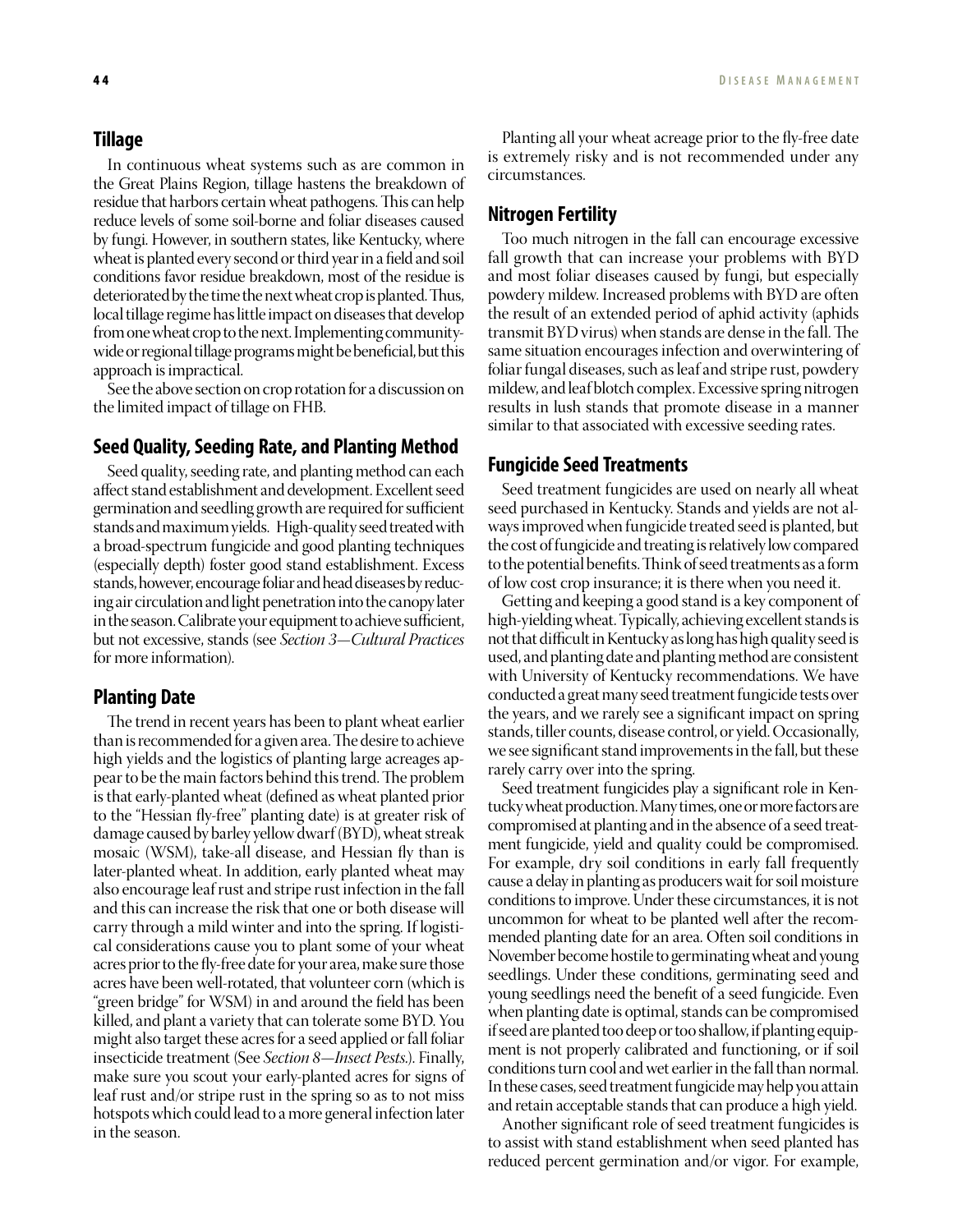## Tillage

In continuous wheat systems such as are common in the Great Plains Region, tillage hastens the breakdown of residue that harbors certain wheat pathogens. This can help reduce levels of some soil-borne and foliar diseases caused by fungi. However, in southern states, like Kentucky, where wheat is planted every second or third year in a field and soil conditions favor residue breakdown, most of the residue is deteriorated by the time the next wheat crop is planted. Thus, local tillage regime has little impact on diseases that develop from one wheat crop to the next. Implementing community-wide or regional tillage programs might be beneficial, but this approach is impractical.

See the above section on crop rotation for a discussion on the limited impact of tillage on FHB.

## Seed Quality, Seeding Rate, and Planting Method

Seed quality, seeding rate, and planting method can each affect stand establishment and development. Excellent seed germination and seedling growth are required for sufficient stands and maximum yields. High-quality seed treated with a broad-spectrum fungicide and good planting techniques (especially depth) foster good stand establishment. Excess stands, however, encourage foliar and head diseases by reducing air circulation and light penetration into the canopy later in the season. Calibrate your equipment to achieve sufficient, but not excessive, stands (see *Section 3—Cultural Practices* for more information).

## Planting Date

The trend in recent years has been to plant wheat earlier than is recommended for a given area. The desire to achieve high yields and the logistics of planting large acreages appear to be the main factors behind this trend. The problem is that early-planted wheat (defined as wheat planted prior to the "Hessian fly-free" planting date) is at greater risk of damage caused by barley yellow dwarf (BYD), wheat streak mosaic (WSM), take-all disease, and Hessian fly than is later-planted wheat. In addition, early planted wheat may also encourage leaf rust and stripe rust infection in the fall and this can increase the risk that one or both disease will carry through a mild winter and into the spring. If logistical considerations cause you to plant some of your wheat acres prior to the fly-free date for your area, make sure those acres have been well-rotated, that volunteer corn (which is "green bridge" for WSM) in and around the field has been killed, and plant a variety that can tolerate some BYD. You might also target these acres for a seed applied or fall foliar insecticide treatment (See *Section 8—Insect Pests.*). Finally, make sure you scout your early-planted acres for signs of leaf rust and/or stripe rust in the spring so as to not miss hotspots which could lead to a more general infection later in the season.

Planting all your wheat acreage prior to the fly-free date is extremely risky and is not recommended under any circumstances.

## Nitrogen Fertility

Too much nitrogen in the fall can encourage excessive fall growth that can increase your problems with BYD and most foliar diseases caused by fungi, but especially powdery mildew. Increased problems with BYD are often the result of an extended period of aphid activity (aphids transmit BYD virus) when stands are dense in the fall. The same situation encourages infection and overwintering of foliar fungal diseases, such as leaf and stripe rust, powdery mildew, and leaf blotch complex. Excessive spring nitrogen results in lush stands that promote disease in a manner similar to that associated with excessive seeding rates.

## Fungicide Seed Treatments

Seed treatment fungicides are used on nearly all wheat seed purchased in Kentucky. Stands and yields are not always improved when fungicide treated seed is planted, but the cost of fungicide and treating is relatively low compared to the potential benefits. Think of seed treatments as a form of low cost crop insurance; it is there when you need it.

Getting and keeping a good stand is a key component of high-yielding wheat. Typically, achieving excellent stands is not that difficult in Kentucky as long has high quality seed is used, and planting date and planting method are consistent with University of Kentucky recommendations. We have conducted a great many seed treatment fungicide tests over the years, and we rarely see a significant impact on spring stands, tiller counts, disease control, or yield. Occasionally, we see significant stand improvements in the fall, but these rarely carry over into the spring.

Seed treatment fungicides play a significant role in Kentucky wheat production. Many times, one or more factors are compromised at planting and in the absence of a seed treatment fungicide, yield and quality could be compromised. For example, dry soil conditions in early fall frequently cause a delay in planting as producers wait for soil moisture conditions to improve. Under these circumstances, it is not uncommon for wheat to be planted well after the recommended planting date for an area. Often soil conditions in November become hostile to germinating wheat and young seedlings. Under these conditions, germinating seed and young seedlings need the benefit of a seed fungicide. Even when planting date is optimal, stands can be compromised if seed are planted too deep or too shallow, if planting equipment is not properly calibrated and functioning, or if soil conditions turn cool and wet earlier in the fall than normal. In these cases, seed treatment fungicide may help you attain and retain acceptable stands that can produce a high yield.

Another significant role of seed treatment fungicides is to assist with stand establishment when seed planted has reduced percent germination and/or vigor. For example,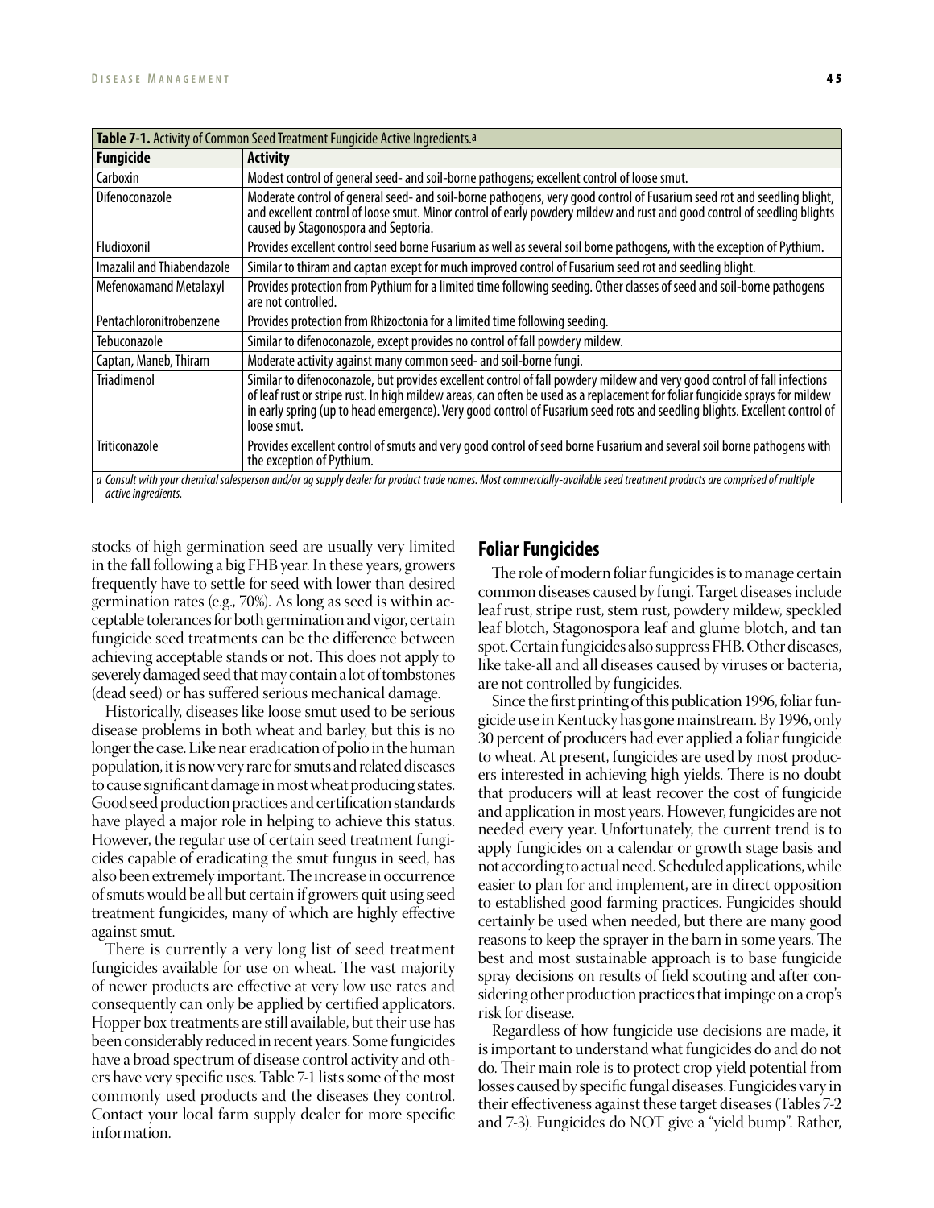**Table 7-1.** Activity of Common Seed Treatment Fungicide Active Ingredients.[a]

| Fungicide | Activity |
|---|---|
| Carboxin | Modest control of general seed- and soil-borne pathogens; excellent control of loose smut. |
| Difenoconazole | Moderate control of general seed- and soil-borne pathogens, very good control of Fusarium seed rot and seedling blight, and excellent control of loose smut. Minor control of early powdery mildew and rust and good control of seedling blights caused by Stagonospora and Septoria. |
| Fludioxonil | Provides excellent control seed borne Fusarium as well as several soil borne pathogens, with the exception of Pythium. |
| Imazalil and Thiabendazole | Similar to thiram and captan except for much improved control of Fusarium seed rot and seedling blight. |
| Mefenoxamand Metalaxyl | Provides protection from Pythium for a limited time following seeding. Other classes of seed and soil-borne pathogens are not controlled. |
| Pentachloronitrobenzene | Provides protection from Rhizoctonia for a limited time following seeding. |
| Tebuconazole | Similar to difenoconazole, except provides no control of fall powdery mildew. |
| Captan, Maneb, Thiram | Moderate activity against many common seed- and soil-borne fungi. |
| Triadimenol | Similar to difenoconazole, but provides excellent control of fall powdery mildew and very good control of fall infections of leaf rust or stripe rust. In high mildew areas, can often be used as a replacement for foliar fungicide sprays for mildew in early spring (up to head emergence). Very good control of Fusarium seed rots and seedling blights. Excellent control of loose smut. |
| Triticonazole | Provides excellent control of smuts and very good control of seed borne Fusarium and several soil borne pathogens with the exception of Pythium. |

*a Consult with your chemical salesperson and/or ag supply dealer for product trade names. Most commercially-available seed treatment products are comprised of multiple active ingredients.*

stocks of high germination seed are usually very limited in the fall following a big FHB year. In these years, growers frequently have to settle for seed with lower than desired germination rates (e.g., 70%). As long as seed is within acceptable tolerances for both germination and vigor, certain fungicide seed treatments can be the difference between achieving acceptable stands or not. This does not apply to severely damaged seed that may contain a lot of tombstones (dead seed) or has suffered serious mechanical damage.

Historically, diseases like loose smut used to be serious disease problems in both wheat and barley, but this is no longer the case. Like near eradication of polio in the human population, it is now very rare for smuts and related diseases to cause significant damage in most wheat producing states. Good seed production practices and certification standards have played a major role in helping to achieve this status. However, the regular use of certain seed treatment fungicides capable of eradicating the smut fungus in seed, has also been extremely important. The increase in occurrence of smuts would be all but certain if growers quit using seed treatment fungicides, many of which are highly effective against smut.

There is currently a very long list of seed treatment fungicides available for use on wheat. The vast majority of newer products are effective at very low use rates and consequently can only be applied by certified applicators. Hopper box treatments are still available, but their use has been considerably reduced in recent years. Some fungicides have a broad spectrum of disease control activity and others have very specific uses. Table 7-1 lists some of the most commonly used products and the diseases they control. Contact your local farm supply dealer for more specific information.

## Foliar Fungicides

The role of modern foliar fungicides is to manage certain common diseases caused by fungi. Target diseases include leaf rust, stripe rust, stem rust, powdery mildew, speckled leaf blotch, Stagonospora leaf and glume blotch, and tan spot. Certain fungicides also suppress FHB. Other diseases, like take-all and all diseases caused by viruses or bacteria, are not controlled by fungicides.

Since the first printing of this publication 1996, foliar fungicide use in Kentucky has gone mainstream. By 1996, only 30 percent of producers had ever applied a foliar fungicide to wheat. At present, fungicides are used by most producers interested in achieving high yields. There is no doubt that producers will at least recover the cost of fungicide and application in most years. However, fungicides are not needed every year. Unfortunately, the current trend is to apply fungicides on a calendar or growth stage basis and not according to actual need. Scheduled applications, while easier to plan for and implement, are in direct opposition to established good farming practices. Fungicides should certainly be used when needed, but there are many good reasons to keep the sprayer in the barn in some years. The best and most sustainable approach is to base fungicide spray decisions on results of field scouting and after considering other production practices that impinge on a crop's risk for disease.

Regardless of how fungicide use decisions are made, it is important to understand what fungicides do and do not do. Their main role is to protect crop yield potential from losses caused by specific fungal diseases. Fungicides vary in their effectiveness against these target diseases (Tables 7-2 and 7-3). Fungicides do NOT give a "yield bump". Rather,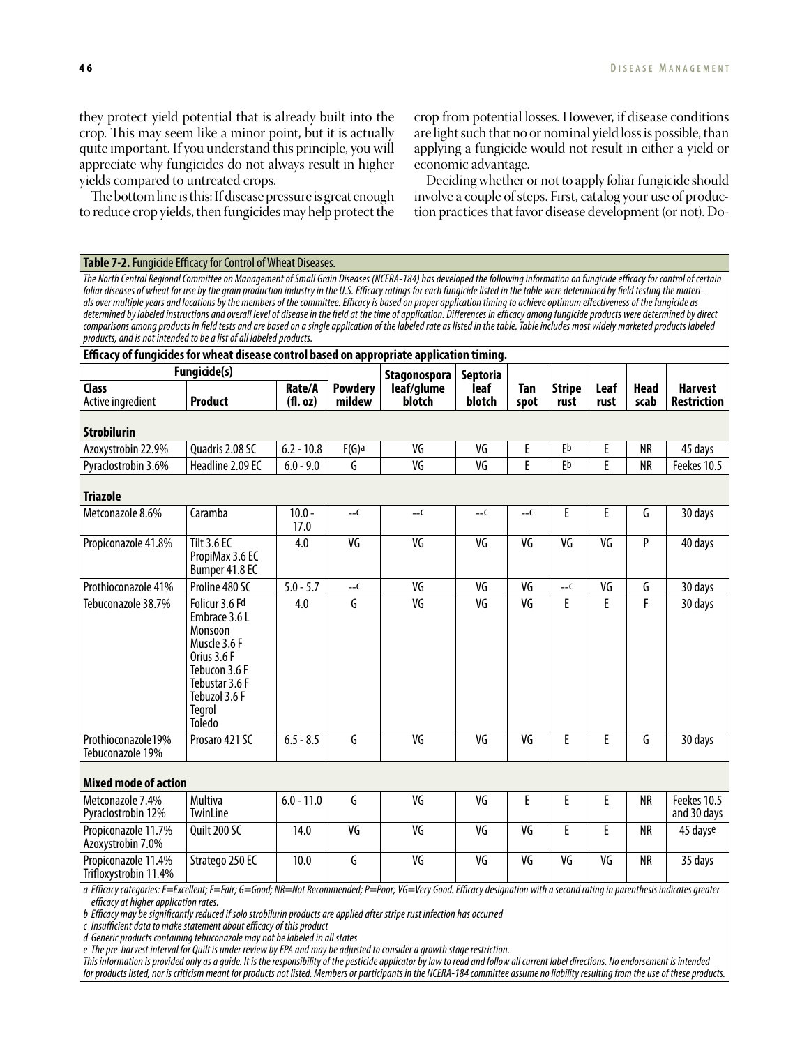they protect yield potential that is already built into the crop. This may seem like a minor point, but it is actually quite important. If you understand this principle, you will appreciate why fungicides do not always result in higher yields compared to untreated crops.

The bottom line is this: If disease pressure is great enough to reduce crop yields, then fungicides may help protect the crop from potential losses. However, if disease conditions are light such that no or nominal yield loss is possible, than applying a fungicide would not result in either a yield or economic advantage.

Deciding whether or not to apply foliar fungicide should involve a couple of steps. First, catalog your use of production practices that favor disease development (or not). Do-

**Table 7-2.** Fungicide Efficacy for Control of Wheat Diseases.

*The North Central Regional Committee on Management of Small Grain Diseases (NCERA-184) has developed the following information on fungicide efficacy for control of certain foliar diseases of wheat for use by the grain production industry in the U.S. Efficacy ratings for each fungicide listed in the table were determined by field testing the materials over multiple years and locations by the members of the committee. Efficacy is based on proper application timing to achieve optimum effectiveness of the fungicide as determined by labeled instructions and overall level of disease in the field at the time of application. Differences in efficacy among fungicide products were determined by direct comparisons among products in field tests and are based on a single application of the labeled rate as listed in the table. Table includes most widely marketed products labeled products, and is not intended to be a list of all labeled products.*

**Efficacy of fungicides for wheat disease control based on appropriate application timing.**

| Fungicide(s) | | | | | | | | | | |
|---|---|---|---|---|---|---|---|---|---|---|
| **Class** Active ingredient | **Product** | **Rate/A (fl. oz)** | **Powdery mildew** | **Stagonospora leaf/glume blotch** | **Septoria leaf blotch** | **Tan spot** | **Stripe rust** | **Leaf rust** | **Head scab** | **Harvest Restriction** |
| **Strobilurin** | | | | | | | | | | |
| Azoxystrobin 22.9% | Quadris 2.08 SC | 6.2 - 10.8 | F(G)[a] | VG | VG | E | E[b] | E | NR | 45 days |
| Pyraclostrobin 3.6% | Headline 2.09 EC | 6.0 - 9.0 | G | VG | VG | E | E[b] | E | NR | Feekes 10.5 |
| **Triazole** | | | | | | | | | | |
| Metconazole 8.6% | Caramba | 10.0 - 17.0 | --[c] | --[c] | --[c] | --[c] | E | E | G | 30 days |
| Propiconazole 41.8% | Tilt 3.6 EC PropiMax 3.6 EC Bumper 41.8 EC | 4.0 | VG | VG | VG | VG | VG | VG | P | 40 days |
| Prothioconazole 41% | Proline 480 SC | 5.0 - 5.7 | --[c] | VG | VG | VG | --[c] | VG | G | 30 days |
| Tebuconazole 38.7% | Folicur 3.6 F[d] Embrace 3.6 L Monsoon Muscle 3.6 F Orius 3.6 F Tebucon 3.6 F Tebustar 3.6 F Tebuzol 3.6 F Tegrol Toledo | 4.0 | G | VG | VG | VG | E | E | F | 30 days |
| Prothioconazole19% Tebuconazole 19% | Prosaro 421 SC | 6.5 - 8.5 | G | VG | VG | VG | E | E | G | 30 days |
| **Mixed mode of action** | | | | | | | | | | |
| Metconazole 7.4% Pyraclostrobin 12% | Multiva TwinLine | 6.0 - 11.0 | G | VG | VG | E | E | E | NR | Feekes 10.5 and 30 days |
| Propiconazole 11.7% Azoxystrobin 7.0% | Quilt 200 SC | 14.0 | VG | VG | VG | VG | E | E | NR | 45 days[e] |
| Propiconazole 11.4% Trifloxystrobin 11.4% | Stratego 250 EC | 10.0 | G | VG | VG | VG | VG | VG | NR | 35 days |

*a Efficacy categories: E=Excellent; F=Fair; G=Good; NR=Not Recommended; P=Poor; VG=Very Good. Efficacy designation with a second rating in parenthesis indicates greater efficacy at higher application rates.*

*b Efficacy may be significantly reduced if solo strobilurin products are applied after stripe rust infection has occurred*

*c Insufficient data to make statement about efficacy of this product*

*d Generic products containing tebuconazole may not be labeled in all states*

*e The pre-harvest interval for Quilt is under review by EPA and may be adjusted to consider a growth stage restriction.*

*This information is provided only as a guide. It is the responsibility of the pesticide applicator by law to read and follow all current label directions. No endorsement is intended for products listed, nor is criticism meant for products not listed. Members or participants in the NCERA-184 committee assume no liability resulting from the use of these products.*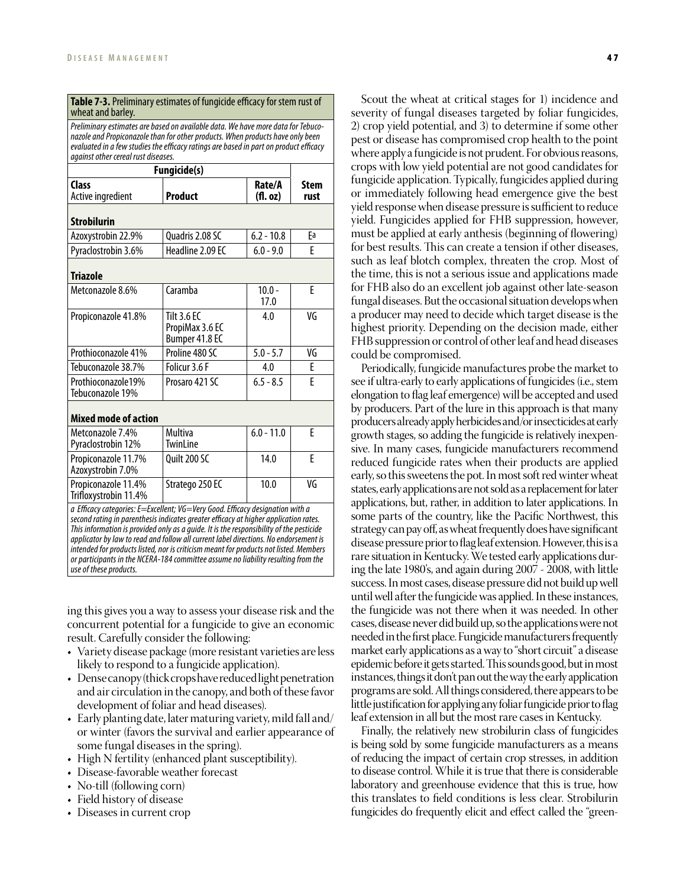**Table 7-3.** Preliminary estimates of fungicide efficacy for stem rust of wheat and barley.

*Preliminary estimates are based on available data. We have more data for Tebuconazole and Propiconazole than for other products. When products have only been evaluated in a few studies the efficacy ratings are based in part on product efficacy against other cereal rust diseases.*

| Fungicide(s) | | | |
|---|---|---|---|
| **Class** Active ingredient | **Product** | **Rate/A (fl. oz)** | **Stem rust** |
| **Strobilurin** | | | |
| Azoxystrobin 22.9% | Quadris 2.08 SC | 6.2 - 10.8 | E[a] |
| Pyraclostrobin 3.6% | Headline 2.09 EC | 6.0 - 9.0 | E |
| **Triazole** | | | |
| Metconazole 8.6% | Caramba | 10.0 - 17.0 | E |
| Propiconazole 41.8% | Tilt 3.6 EC PropiMax 3.6 EC Bumper 41.8 EC | 4.0 | VG |
| Prothioconazole 41% | Proline 480 SC | 5.0 - 5.7 | VG |
| Tebuconazole 38.7% | Folicur 3.6 F | 4.0 | E |
| Prothioconazole19% Tebuconazole 19% | Prosaro 421 SC | 6.5 - 8.5 | E |
| **Mixed mode of action** | | | |
| Metconazole 7.4% Pyraclostrobin 12% | Multiva TwinLine | 6.0 - 11.0 | E |
| Propiconazole 11.7% Azoxystrobin 7.0% | Quilt 200 SC | 14.0 | E |
| Propiconazole 11.4% Trifloxystrobin 11.4% | Stratego 250 EC | 10.0 | VG |

*a Efficacy categories: E=Excellent; VG=Very Good. Efficacy designation with a second rating in parenthesis indicates greater efficacy at higher application rates. This information is provided only as a guide. It is the responsibility of the pesticide applicator by law to read and follow all current label directions. No endorsement is intended for products listed, nor is criticism meant for products not listed. Members or participants in the NCERA-184 committee assume no liability resulting from the use of these products.*

ing this gives you a way to assess your disease risk and the concurrent potential for a fungicide to give an economic result. Carefully consider the following:

- Variety disease package (more resistant varieties are less likely to respond to a fungicide application).
- Dense canopy (thick crops have reduced light penetration and air circulation in the canopy, and both of these favor development of foliar and head diseases).
- Early planting date, later maturing variety, mild fall and/or winter (favors the survival and earlier appearance of some fungal diseases in the spring).
- High N fertility (enhanced plant susceptibility).
- Disease-favorable weather forecast
- No-till (following corn)
- Field history of disease
- Diseases in current crop

Scout the wheat at critical stages for 1) incidence and severity of fungal diseases targeted by foliar fungicides, 2) crop yield potential, and 3) to determine if some other pest or disease has compromised crop health to the point where apply a fungicide is not prudent. For obvious reasons, crops with low yield potential are not good candidates for fungicide application. Typically, fungicides applied during or immediately following head emergence give the best yield response when disease pressure is sufficient to reduce yield. Fungicides applied for FHB suppression, however, must be applied at early anthesis (beginning of flowering) for best results. This can create a tension if other diseases, such as leaf blotch complex, threaten the crop. Most of the time, this is not a serious issue and applications made for FHB also do an excellent job against other late-season fungal diseases. But the occasional situation develops when a producer may need to decide which target disease is the highest priority. Depending on the decision made, either FHB suppression or control of other leaf and head diseases could be compromised.

Periodically, fungicide manufactures probe the market to see if ultra-early to early applications of fungicides (i.e., stem elongation to flag leaf emergence) will be accepted and used by producers. Part of the lure in this approach is that many producers already apply herbicides and/or insecticides at early growth stages, so adding the fungicide is relatively inexpensive. In many cases, fungicide manufacturers recommend reduced fungicide rates when their products are applied early, so this sweetens the pot. In most soft red winter wheat states, early applications are not sold as a replacement for later applications, but, rather, in addition to later applications. In some parts of the country, like the Pacific Northwest, this strategy can pay off, as wheat frequently does have significant disease pressure prior to flag leaf extension. However, this is a rare situation in Kentucky. We tested early applications during the late 1980's, and again during 2007 - 2008, with little success. In most cases, disease pressure did not build up well until well after the fungicide was applied. In these instances, the fungicide was not there when it was needed. In other cases, disease never did build up, so the applications were not needed in the first place. Fungicide manufacturers frequently market early applications as a way to "short circuit" a disease epidemic before it gets started. This sounds good, but in most instances, things it don't pan out the way the early application programs are sold. All things considered, there appears to be little justification for applying any foliar fungicide prior to flag leaf extension in all but the most rare cases in Kentucky.

Finally, the relatively new strobilurin class of fungicides is being sold by some fungicide manufacturers as a means of reducing the impact of certain crop stresses, in addition to disease control. While it is true that there is considerable laboratory and greenhouse evidence that this is true, how this translates to field conditions is less clear. Strobilurin fungicides do frequently elicit and effect called the "green-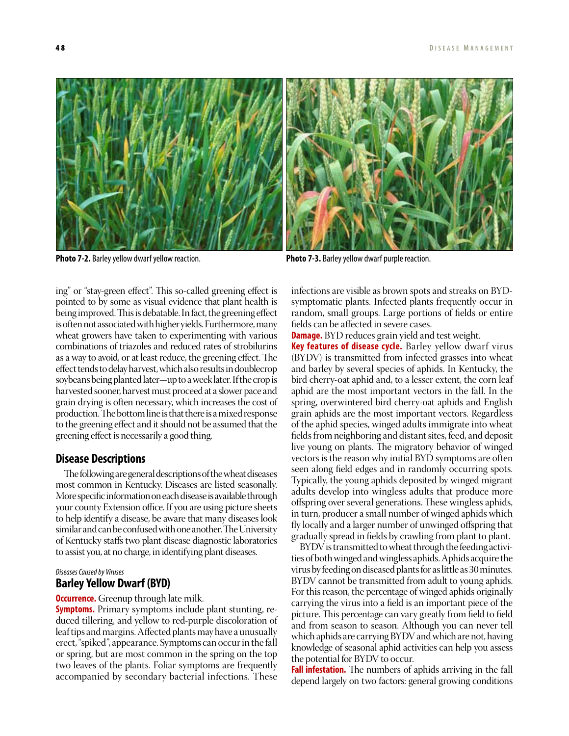Photo 7-2. Barley yellow dwarf yellow reaction.

Photo 7-3. Barley yellow dwarf purple reaction.

ing" or "stay-green effect". This so-called greening effect is pointed to by some as visual evidence that plant health is being improved. This is debatable. In fact, the greening effect is often not associated with higher yields. Furthermore, many wheat growers have taken to experimenting with various combinations of triazoles and reduced rates of strobilurins as a way to avoid, or at least reduce, the greening effect. The effect tends to delay harvest, which also results in doublecrop soybeans being planted later—up to a week later. If the crop is harvested sooner, harvest must proceed at a slower pace and grain drying is often necessary, which increases the cost of production. The bottom line is that there is a mixed response to the greening effect and it should not be assumed that the greening effect is necessarily a good thing.

## Disease Descriptions

The following are general descriptions of the wheat diseases most common in Kentucky. Diseases are listed seasonally. More specific information on each disease is available through your county Extension office. If you are using picture sheets to help identify a disease, be aware that many diseases look similar and can be confused with one another. The University of Kentucky staffs two plant disease diagnostic laboratories to assist you, at no charge, in identifying plant diseases.

*Diseases Caused by Viruses*

### Barley Yellow Dwarf (BYD)

**Occurrence.** Greenup through late milk.

**Symptoms.** Primary symptoms include plant stunting, reduced tillering, and yellow to red-purple discoloration of leaf tips and margins. Affected plants may have a unusually erect, "spiked", appearance. Symptoms can occur in the fall or spring, but are most common in the spring on the top two leaves of the plants. Foliar symptoms are frequently accompanied by secondary bacterial infections. These infections are visible as brown spots and streaks on BYD-symptomatic plants. Infected plants frequently occur in random, small groups. Large portions of fields or entire fields can be affected in severe cases.

**Damage.** BYD reduces grain yield and test weight.

**Key features of disease cycle.** Barley yellow dwarf virus (BYDV) is transmitted from infected grasses into wheat and barley by several species of aphids. In Kentucky, the bird cherry-oat aphid and, to a lesser extent, the corn leaf aphid are the most important vectors in the fall. In the spring, overwintered bird cherry-oat aphids and English grain aphids are the most important vectors. Regardless of the aphid species, winged adults immigrate into wheat fields from neighboring and distant sites, feed, and deposit live young on plants. The migratory behavior of winged vectors is the reason why initial BYD symptoms are often seen along field edges and in randomly occurring spots. Typically, the young aphids deposited by winged migrant adults develop into wingless adults that produce more offspring over several generations. These wingless aphids, in turn, producer a small number of winged aphids which fly locally and a larger number of unwinged offspring that gradually spread in fields by crawling from plant to plant.

BYDV is transmitted to wheat through the feeding activities of both winged and wingless aphids. Aphids acquire the virus by feeding on diseased plants for as little as 30 minutes. BYDV cannot be transmitted from adult to young aphids. For this reason, the percentage of winged aphids originally carrying the virus into a field is an important piece of the picture. This percentage can vary greatly from field to field and from season to season. Although you can never tell which aphids are carrying BYDV and which are not, having knowledge of seasonal aphid activities can help you assess the potential for BYDV to occur.

**Fall infestation.** The numbers of aphids arriving in the fall depend largely on two factors: general growing conditions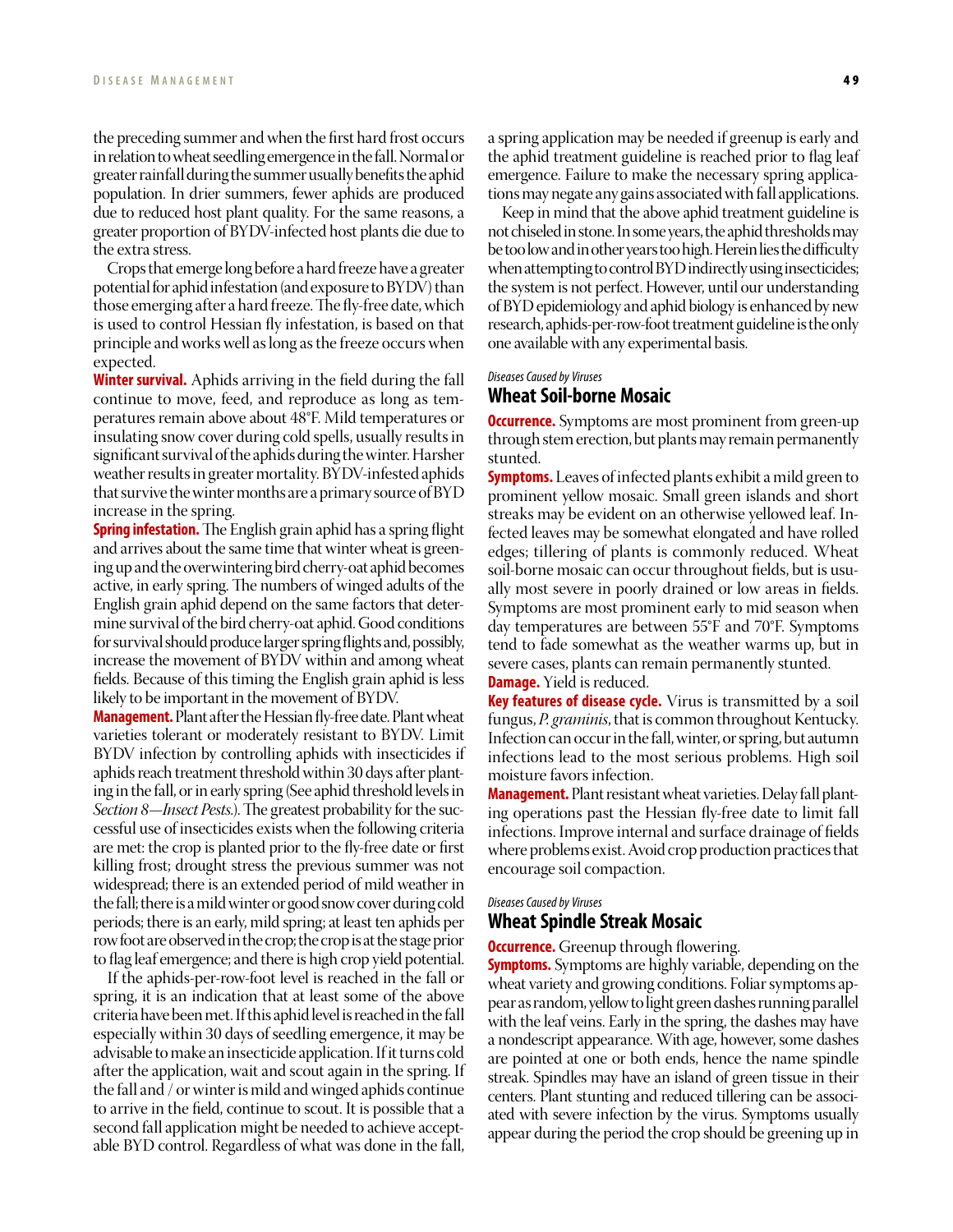the preceding summer and when the first hard frost occurs in relation to wheat seedling emergence in the fall. Normal or greater rainfall during the summer usually benefits the aphid population. In drier summers, fewer aphids are produced due to reduced host plant quality. For the same reasons, a greater proportion of BYDV-infected host plants die due to the extra stress.

Crops that emerge long before a hard freeze have a greater potential for aphid infestation (and exposure to BYDV) than those emerging after a hard freeze. The fly-free date, which is used to control Hessian fly infestation, is based on that principle and works well as long as the freeze occurs when expected.

**Winter survival.** Aphids arriving in the field during the fall continue to move, feed, and reproduce as long as temperatures remain above about 48°F. Mild temperatures or insulating snow cover during cold spells, usually results in significant survival of the aphids during the winter. Harsher weather results in greater mortality. BYDV-infested aphids that survive the winter months are a primary source of BYD increase in the spring.

**Spring infestation.** The English grain aphid has a spring flight and arrives about the same time that winter wheat is greening up and the overwintering bird cherry-oat aphid becomes active, in early spring. The numbers of winged adults of the English grain aphid depend on the same factors that determine survival of the bird cherry-oat aphid. Good conditions for survival should produce larger spring flights and, possibly, increase the movement of BYDV within and among wheat fields. Because of this timing the English grain aphid is less likely to be important in the movement of BYDV.

**Management.** Plant after the Hessian fly-free date. Plant wheat varieties tolerant or moderately resistant to BYDV. Limit BYDV infection by controlling aphids with insecticides if aphids reach treatment threshold within 30 days after planting in the fall, or in early spring (See aphid threshold levels in *Section 8—Insect Pests*.). The greatest probability for the successful use of insecticides exists when the following criteria are met: the crop is planted prior to the fly-free date or first killing frost; drought stress the previous summer was not widespread; there is an extended period of mild weather in the fall; there is a mild winter or good snow cover during cold periods; there is an early, mild spring; at least ten aphids per row foot are observed in the crop; the crop is at the stage prior to flag leaf emergence; and there is high crop yield potential.

If the aphids-per-row-foot level is reached in the fall or spring, it is an indication that at least some of the above criteria have been met. If this aphid level is reached in the fall especially within 30 days of seedling emergence, it may be advisable to make an insecticide application. If it turns cold after the application, wait and scout again in the spring. If the fall and / or winter is mild and winged aphids continue to arrive in the field, continue to scout. It is possible that a second fall application might be needed to achieve acceptable BYD control. Regardless of what was done in the fall, a spring application may be needed if greenup is early and the aphid treatment guideline is reached prior to flag leaf emergence. Failure to make the necessary spring applications may negate any gains associated with fall applications.

Keep in mind that the above aphid treatment guideline is not chiseled in stone. In some years, the aphid thresholds may be too low and in other years too high. Herein lies the difficulty when attempting to control BYD indirectly using insecticides; the system is not perfect. However, until our understanding of BYD epidemiology and aphid biology is enhanced by new research, aphids-per-row-foot treatment guideline is the only one available with any experimental basis.

*Diseases Caused by Viruses*

## Wheat Soil-borne Mosaic

**Occurrence.** Symptoms are most prominent from green-up through stem erection, but plants may remain permanently stunted.

**Symptoms.** Leaves of infected plants exhibit a mild green to prominent yellow mosaic. Small green islands and short streaks may be evident on an otherwise yellowed leaf. Infected leaves may be somewhat elongated and have rolled edges; tillering of plants is commonly reduced. Wheat soil-borne mosaic can occur throughout fields, but is usually most severe in poorly drained or low areas in fields. Symptoms are most prominent early to mid season when day temperatures are between 55°F and 70°F. Symptoms tend to fade somewhat as the weather warms up, but in severe cases, plants can remain permanently stunted.

**Damage.** Yield is reduced.

**Key features of disease cycle.** Virus is transmitted by a soil fungus, *P. graminis*, that is common throughout Kentucky. Infection can occur in the fall, winter, or spring, but autumn infections lead to the most serious problems. High soil moisture favors infection.

**Management.** Plant resistant wheat varieties. Delay fall planting operations past the Hessian fly-free date to limit fall infections. Improve internal and surface drainage of fields where problems exist. Avoid crop production practices that encourage soil compaction.

*Diseases Caused by Viruses*

## Wheat Spindle Streak Mosaic

**Occurrence.** Greenup through flowering.

**Symptoms.** Symptoms are highly variable, depending on the wheat variety and growing conditions. Foliar symptoms appear as random, yellow to light green dashes running parallel with the leaf veins. Early in the spring, the dashes may have a nondescript appearance. With age, however, some dashes are pointed at one or both ends, hence the name spindle streak. Spindles may have an island of green tissue in their centers. Plant stunting and reduced tillering can be associated with severe infection by the virus. Symptoms usually appear during the period the crop should be greening up in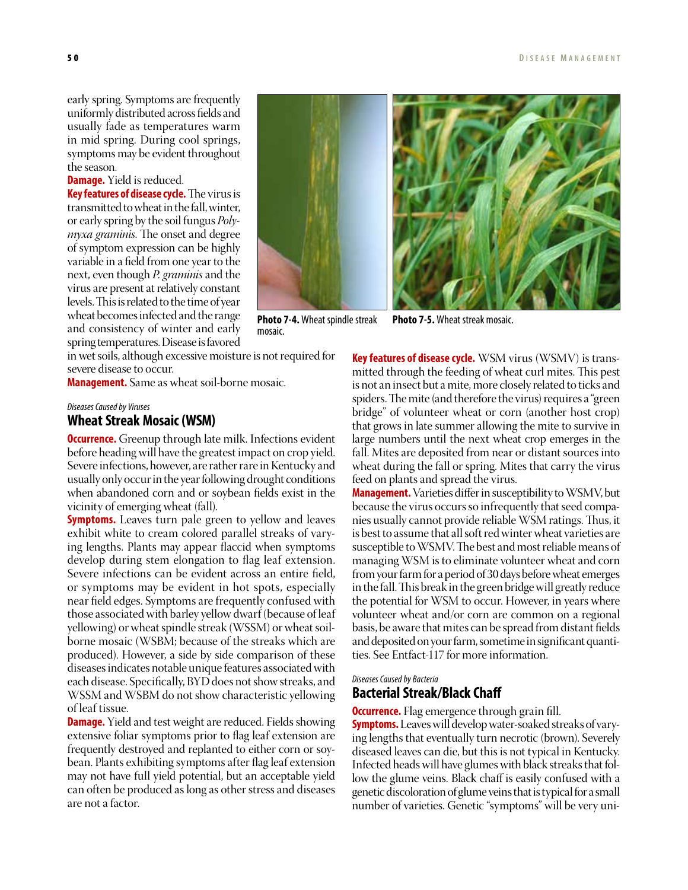early spring. Symptoms are frequently uniformly distributed across fields and usually fade as temperatures warm in mid spring. During cool springs, symptoms may be evident throughout the season.

**Damage.** Yield is reduced.

**Key features of disease cycle.** The virus is transmitted to wheat in the fall, winter, or early spring by the soil fungus *Polymyxa graminis.* The onset and degree of symptom expression can be highly variable in a field from one year to the next, even though *P. graminis* and the virus are present at relatively constant levels. This is related to the time of year wheat becomes infected and the range and consistency of winter and early spring temperatures. Disease is favored in wet soils, although excessive moisture is not required for severe disease to occur.

**Management.** Same as wheat soil-borne mosaic.

**Photo 7-4.** Wheat spindle streak mosaic.

**Photo 7-5.** Wheat streak mosaic.

*Diseases Caused by Viruses*

## Wheat Streak Mosaic (WSM)

**Occurrence.** Greenup through late milk. Infections evident before heading will have the greatest impact on crop yield. Severe infections, however, are rather rare in Kentucky and usually only occur in the year following drought conditions when abandoned corn and or soybean fields exist in the vicinity of emerging wheat (fall).

**Symptoms.** Leaves turn pale green to yellow and leaves exhibit white to cream colored parallel streaks of varying lengths. Plants may appear flaccid when symptoms develop during stem elongation to flag leaf extension. Severe infections can be evident across an entire field, or symptoms may be evident in hot spots, especially near field edges. Symptoms are frequently confused with those associated with barley yellow dwarf (because of leaf yellowing) or wheat spindle streak (WSSM) or wheat soil-borne mosaic (WSBM; because of the streaks which are produced). However, a side by side comparison of these diseases indicates notable unique features associated with each disease. Specifically, BYD does not show streaks, and WSSM and WSBM do not show characteristic yellowing of leaf tissue.

**Damage.** Yield and test weight are reduced. Fields showing extensive foliar symptoms prior to flag leaf extension are frequently destroyed and replanted to either corn or soybean. Plants exhibiting symptoms after flag leaf extension may not have full yield potential, but an acceptable yield can often be produced as long as other stress and diseases are not a factor.

**Key features of disease cycle.** WSM virus (WSMV) is transmitted through the feeding of wheat curl mites. This pest is not an insect but a mite, more closely related to ticks and spiders. The mite (and therefore the virus) requires a "green bridge" of volunteer wheat or corn (another host crop) that grows in late summer allowing the mite to survive in large numbers until the next wheat crop emerges in the fall. Mites are deposited from near or distant sources into wheat during the fall or spring. Mites that carry the virus feed on plants and spread the virus.

**Management.** Varieties differ in susceptibility to WSMV, but because the virus occurs so infrequently that seed companies usually cannot provide reliable WSM ratings. Thus, it is best to assume that all soft red winter wheat varieties are susceptible to WSMV. The best and most reliable means of managing WSM is to eliminate volunteer wheat and corn from your farm for a period of 30 days before wheat emerges in the fall. This break in the green bridge will greatly reduce the potential for WSM to occur. However, in years where volunteer wheat and/or corn are common on a regional basis, be aware that mites can be spread from distant fields and deposited on your farm, sometime in significant quantities. See Entfact-117 for more information.

*Diseases Caused by Bacteria*

## Bacterial Streak/Black Chaff

**Occurrence.** Flag emergence through grain fill.

**Symptoms.** Leaves will develop water-soaked streaks of varying lengths that eventually turn necrotic (brown). Severely diseased leaves can die, but this is not typical in Kentucky. Infected heads will have glumes with black streaks that follow the glume veins. Black chaff is easily confused with a genetic discoloration of glume veins that is typical for a small number of varieties. Genetic "symptoms" will be very uni-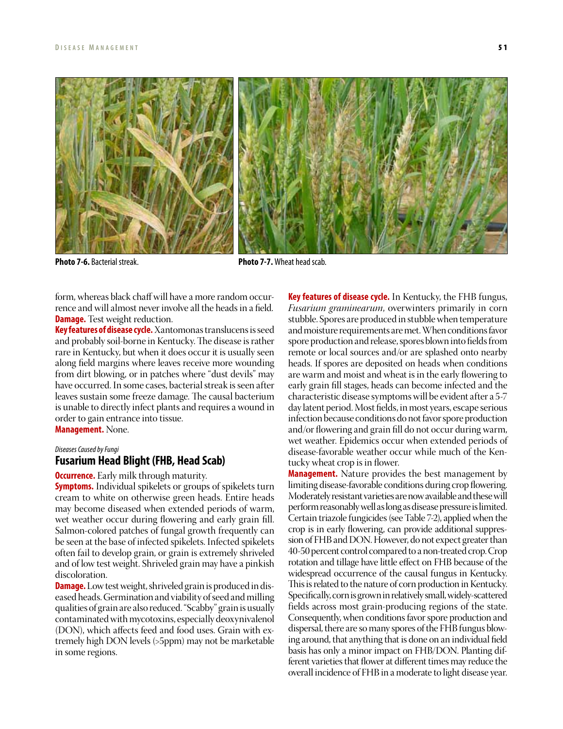**Photo 7-6.** Bacterial streak.

**Photo 7-7.** Wheat head scab.

form, whereas black chaff will have a more random occurrence and will almost never involve all the heads in a field.

**Damage.** Test weight reduction.

**Key features of disease cycle.** Xantomonas translucens is seed and probably soil-borne in Kentucky. The disease is rather rare in Kentucky, but when it does occur it is usually seen along field margins where leaves receive more wounding from dirt blowing, or in patches where "dust devils" may have occurred. In some cases, bacterial streak is seen after leaves sustain some freeze damage. The causal bacterium is unable to directly infect plants and requires a wound in order to gain entrance into tissue.

**Management.** None.

*Diseases Caused by Fungi*

## Fusarium Head Blight (FHB, Head Scab)

**Occurrence.** Early milk through maturity.

**Symptoms.** Individual spikelets or groups of spikelets turn cream to white on otherwise green heads. Entire heads may become diseased when extended periods of warm, wet weather occur during flowering and early grain fill. Salmon-colored patches of fungal growth frequently can be seen at the base of infected spikelets. Infected spikelets often fail to develop grain, or grain is extremely shriveled and of low test weight. Shriveled grain may have a pinkish discoloration.

**Damage.** Low test weight, shriveled grain is produced in diseased heads. Germination and viability of seed and milling qualities of grain are also reduced. "Scabby" grain is usually contaminated with mycotoxins, especially deoxynivalenol (DON), which affects feed and food uses. Grain with extremely high DON levels (>5ppm) may not be marketable in some regions.

**Key features of disease cycle.** In Kentucky, the FHB fungus, *Fusarium graminearum*, overwinters primarily in corn stubble. Spores are produced in stubble when temperature and moisture requirements are met. When conditions favor spore production and release, spores blown into fields from remote or local sources and/or are splashed onto nearby heads. If spores are deposited on heads when conditions are warm and moist and wheat is in the early flowering to early grain fill stages, heads can become infected and the characteristic disease symptoms will be evident after a 5-7 day latent period. Most fields, in most years, escape serious infection because conditions do not favor spore production and/or flowering and grain fill do not occur during warm, wet weather. Epidemics occur when extended periods of disease-favorable weather occur while much of the Kentucky wheat crop is in flower.

**Management.** Nature provides the best management by limiting disease-favorable conditions during crop flowering. Moderately resistant varieties are now available and these will perform reasonably well as long as disease pressure is limited. Certain triazole fungicides (see Table 7-2), applied when the crop is in early flowering, can provide additional suppression of FHB and DON. However, do not expect greater than 40-50 percent control compared to a non-treated crop. Crop rotation and tillage have little effect on FHB because of the widespread occurrence of the causal fungus in Kentucky. This is related to the nature of corn production in Kentucky. Specifically, corn is grown in relatively small, widely-scattered fields across most grain-producing regions of the state. Consequently, when conditions favor spore production and dispersal, there are so many spores of the FHB fungus blowing around, that anything that is done on an individual field basis has only a minor impact on FHB/DON. Planting different varieties that flower at different times may reduce the overall incidence of FHB in a moderate to light disease year.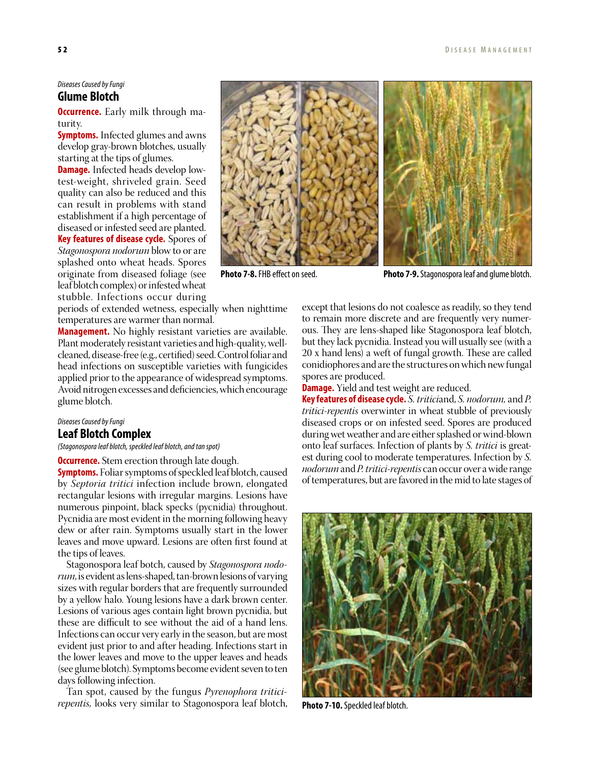*Diseases Caused by Fungi*

## Glume Blotch

**Occurrence.** Early milk through maturity.

**Symptoms.** Infected glumes and awns develop gray-brown blotches, usually starting at the tips of glumes.

**Damage.** Infected heads develop low-test-weight, shriveled grain. Seed quality can also be reduced and this can result in problems with stand establishment if a high percentage of diseased or infested seed are planted.

**Key features of disease cycle.** Spores of *Stagonospora nodorum* blow to or are splashed onto wheat heads. Spores originate from diseased foliage (see leaf blotch complex) or infested wheat stubble. Infections occur during periods of extended wetness, especially when nighttime temperatures are warmer than normal.

**Management.** No highly resistant varieties are available. Plant moderately resistant varieties and high-quality, well-cleaned, disease-free (e.g., certified) seed. Control foliar and head infections on susceptible varieties with fungicides applied prior to the appearance of widespread symptoms. Avoid nitrogen excesses and deficiencies, which encourage glume blotch.

**Photo 7-8.** FHB effect on seed.

**Photo 7-9.** Stagonospora leaf and glume blotch.

*Diseases Caused by Fungi*

## Leaf Blotch Complex

*(Stagonospora leaf blotch, speckled leaf blotch, and tan spot)*

**Occurrence.** Stem erection through late dough.

**Symptoms.** Foliar symptoms of speckled leaf blotch, caused by *Septoria tritici* infection include brown, elongated rectangular lesions with irregular margins. Lesions have numerous pinpoint, black specks (pycnidia) throughout. Pycnidia are most evident in the morning following heavy dew or after rain. Symptoms usually start in the lower leaves and move upward. Lesions are often first found at the tips of leaves.

Stagonospora leaf botch, caused by *Stagonospora nodorum*, is evident as lens-shaped, tan-brown lesions of varying sizes with regular borders that are frequently surrounded by a yellow halo. Young lesions have a dark brown center. Lesions of various ages contain light brown pycnidia, but these are difficult to see without the aid of a hand lens. Infections can occur very early in the season, but are most evident just prior to and after heading. Infections start in the lower leaves and move to the upper leaves and heads (see glume blotch). Symptoms become evident seven to ten days following infection.

Tan spot, caused by the fungus *Pyrenophora tritici-repentis,* looks very similar to Stagonospora leaf blotch, except that lesions do not coalesce as readily, so they tend to remain more discrete and are frequently very numerous. They are lens-shaped like Stagonospora leaf blotch, but they lack pycnidia. Instead you will usually see (with a 20 x hand lens) a weft of fungal growth. These are called conidiophores and are the structures on which new fungal spores are produced.

**Damage.** Yield and test weight are reduced.

**Key features of disease cycle.** *S. tritici*and, *S. nodorum,* and *P. tritici-repentis* overwinter in wheat stubble of previously diseased crops or on infested seed. Spores are produced during wet weather and are either splashed or wind-blown onto leaf surfaces. Infection of plants by *S. tritici* is greatest during cool to moderate temperatures. Infection by *S. nodorum* and *P. tritici-repentis* can occur over a wide range of temperatures, but are favored in the mid to late stages of

**Photo 7-10.** Speckled leaf blotch.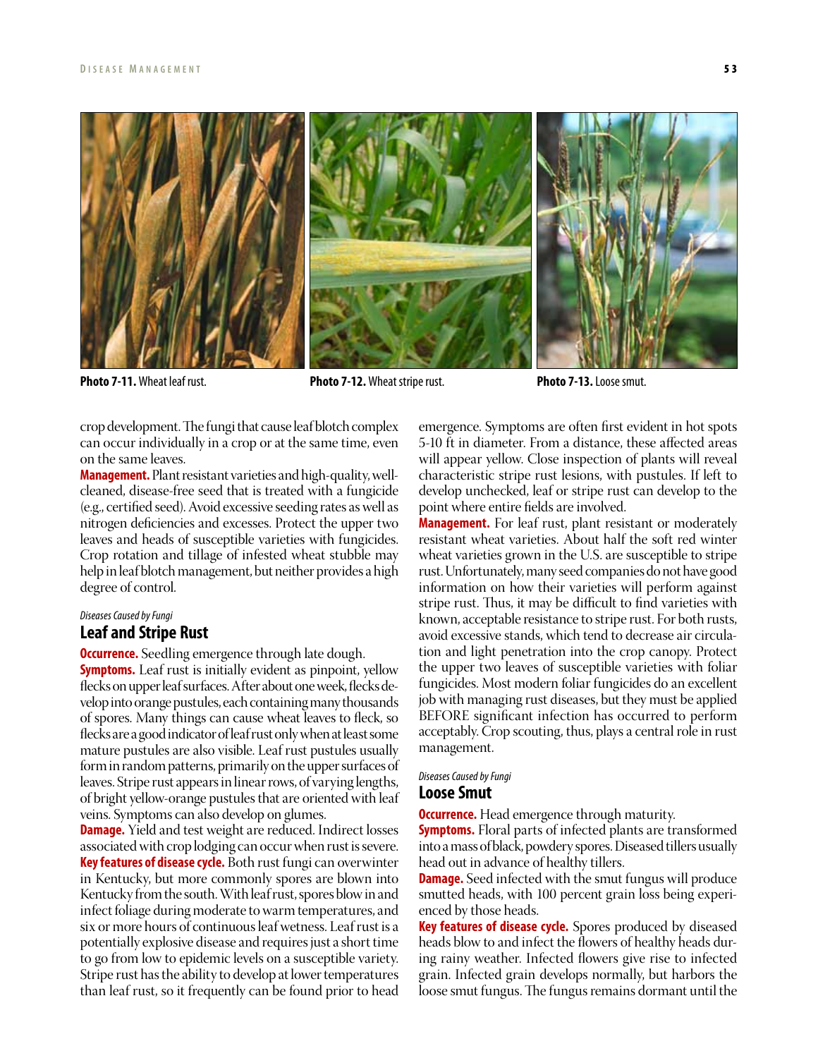Photo 7-11. Wheat leaf rust.

Photo 7-12. Wheat stripe rust.

Photo 7-13. Loose smut.

crop development. The fungi that cause leaf blotch complex can occur individually in a crop or at the same time, even on the same leaves.

**Management.** Plant resistant varieties and high-quality, well-cleaned, disease-free seed that is treated with a fungicide (e.g., certified seed). Avoid excessive seeding rates as well as nitrogen deficiencies and excesses. Protect the upper two leaves and heads of susceptible varieties with fungicides. Crop rotation and tillage of infested wheat stubble may help in leaf blotch management, but neither provides a high degree of control.

*Diseases Caused by Fungi*

## Leaf and Stripe Rust

**Occurrence.** Seedling emergence through late dough.

**Symptoms.** Leaf rust is initially evident as pinpoint, yellow flecks on upper leaf surfaces. After about one week, flecks develop into orange pustules, each containing many thousands of spores. Many things can cause wheat leaves to fleck, so flecks are a good indicator of leaf rust only when at least some mature pustules are also visible. Leaf rust pustules usually form in random patterns, primarily on the upper surfaces of leaves. Stripe rust appears in linear rows, of varying lengths, of bright yellow-orange pustules that are oriented with leaf veins. Symptoms can also develop on glumes.

**Damage.** Yield and test weight are reduced. Indirect losses associated with crop lodging can occur when rust is severe.

**Key features of disease cycle.** Both rust fungi can overwinter in Kentucky, but more commonly spores are blown into Kentucky from the south. With leaf rust, spores blow in and infect foliage during moderate to warm temperatures, and six or more hours of continuous leaf wetness. Leaf rust is a potentially explosive disease and requires just a short time to go from low to epidemic levels on a susceptible variety. Stripe rust has the ability to develop at lower temperatures than leaf rust, so it frequently can be found prior to head emergence. Symptoms are often first evident in hot spots 5-10 ft in diameter. From a distance, these affected areas will appear yellow. Close inspection of plants will reveal characteristic stripe rust lesions, with pustules. If left to develop unchecked, leaf or stripe rust can develop to the point where entire fields are involved.

**Management.** For leaf rust, plant resistant or moderately resistant wheat varieties. About half the soft red winter wheat varieties grown in the U.S. are susceptible to stripe rust. Unfortunately, many seed companies do not have good information on how their varieties will perform against stripe rust. Thus, it may be difficult to find varieties with known, acceptable resistance to stripe rust. For both rusts, avoid excessive stands, which tend to decrease air circulation and light penetration into the crop canopy. Protect the upper two leaves of susceptible varieties with foliar fungicides. Most modern foliar fungicides do an excellent job with managing rust diseases, but they must be applied BEFORE significant infection has occurred to perform acceptably. Crop scouting, thus, plays a central role in rust management.

*Diseases Caused by Fungi*

## Loose Smut

**Occurrence.** Head emergence through maturity.

**Symptoms.** Floral parts of infected plants are transformed into a mass of black, powdery spores. Diseased tillers usually head out in advance of healthy tillers.

**Damage.** Seed infected with the smut fungus will produce smutted heads, with 100 percent grain loss being experienced by those heads.

**Key features of disease cycle.** Spores produced by diseased heads blow to and infect the flowers of healthy heads during rainy weather. Infected flowers give rise to infected grain. Infected grain develops normally, but harbors the loose smut fungus. The fungus remains dormant until the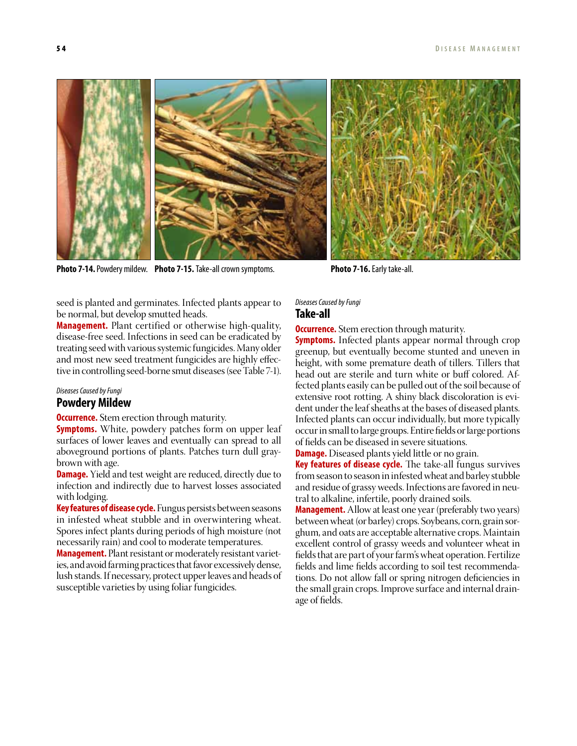**Photo 7-14.** Powdery mildew. **Photo 7-15.** Take-all crown symptoms. **Photo 7-16.** Early take-all.

seed is planted and germinates. Infected plants appear to be normal, but develop smutted heads.

**Management.** Plant certified or otherwise high-quality, disease-free seed. Infections in seed can be eradicated by treating seed with various systemic fungicides. Many older and most new seed treatment fungicides are highly effective in controlling seed-borne smut diseases (see Table 7-1).

*Diseases Caused by Fungi*

## Powdery Mildew

**Occurrence.** Stem erection through maturity.

**Symptoms.** White, powdery patches form on upper leaf surfaces of lower leaves and eventually can spread to all aboveground portions of plants. Patches turn dull gray-brown with age.

**Damage.** Yield and test weight are reduced, directly due to infection and indirectly due to harvest losses associated with lodging.

**Key features of disease cycle.** Fungus persists between seasons in infested wheat stubble and in overwintering wheat. Spores infect plants during periods of high moisture (not necessarily rain) and cool to moderate temperatures.

**Management.** Plant resistant or moderately resistant varieties, and avoid farming practices that favor excessively dense, lush stands. If necessary, protect upper leaves and heads of susceptible varieties by using foliar fungicides.

*Diseases Caused by Fungi*

## Take-all

**Occurrence.** Stem erection through maturity.

**Symptoms.** Infected plants appear normal through crop greenup, but eventually become stunted and uneven in height, with some premature death of tillers. Tillers that head out are sterile and turn white or buff colored. Affected plants easily can be pulled out of the soil because of extensive root rotting. A shiny black discoloration is evident under the leaf sheaths at the bases of diseased plants. Infected plants can occur individually, but more typically occur in small to large groups. Entire fields or large portions of fields can be diseased in severe situations.

**Damage.** Diseased plants yield little or no grain.

**Key features of disease cycle.** The take-all fungus survives from season to season in infested wheat and barley stubble and residue of grassy weeds. Infections are favored in neutral to alkaline, infertile, poorly drained soils.

**Management.** Allow at least one year (preferably two years) between wheat (or barley) crops. Soybeans, corn, grain sorghum, and oats are acceptable alternative crops. Maintain excellent control of grassy weeds and volunteer wheat in fields that are part of your farm's wheat operation. Fertilize fields and lime fields according to soil test recommendations. Do not allow fall or spring nitrogen deficiencies in the small grain crops. Improve surface and internal drainage of fields.